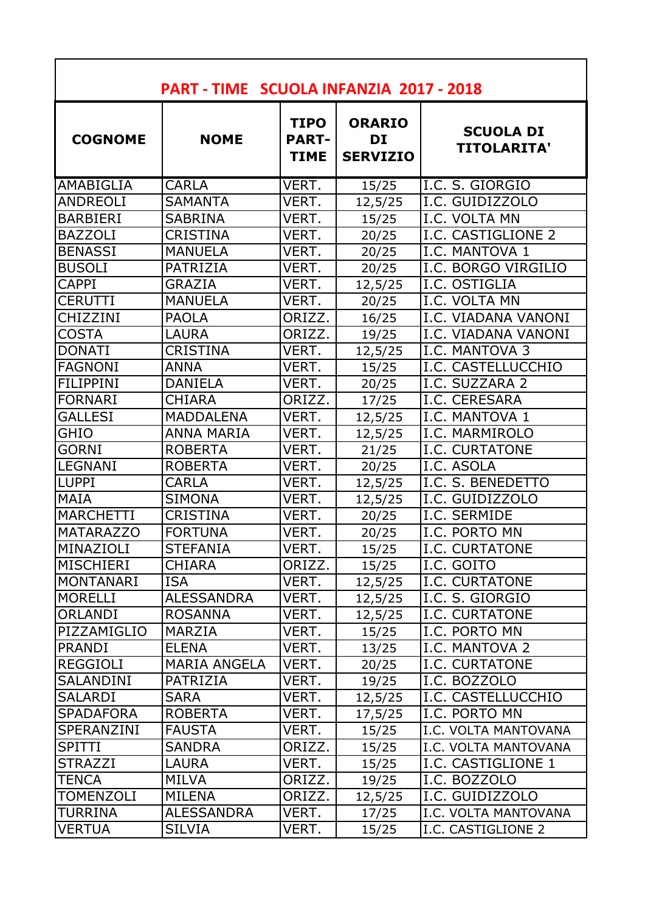# PART - TIME SCUOLA INFANZIA 2017 - 2018

| COGNOME | NOME | TIPO PART-TIME | ORARIO DI SERVIZIO | SCUOLA DI TITOLARITA' |
|---|---|---|---|---|
| AMABIGLIA | CARLA | VERT. | 15/25 | I.C. S. GIORGIO |
| ANDREOLI | SAMANTA | VERT. | 12,5/25 | I.C. GUIDIZZOLO |
| BARBIERI | SABRINA | VERT. | 15/25 | I.C. VOLTA MN |
| BAZZOLI | CRISTINA | VERT. | 20/25 | I.C. CASTIGLIONE 2 |
| BENASSI | MANUELA | VERT. | 20/25 | I.C. MANTOVA 1 |
| BUSOLI | PATRIZIA | VERT. | 20/25 | I.C. BORGO VIRGILIO |
| CAPPI | GRAZIA | VERT. | 12,5/25 | I.C. OSTIGLIA |
| CERUTTI | MANUELA | VERT. | 20/25 | I.C. VOLTA MN |
| CHIZZINI | PAOLA | ORIZZ. | 16/25 | I.C. VIADANA VANONI |
| COSTA | LAURA | ORIZZ. | 19/25 | I.C. VIADANA VANONI |
| DONATI | CRISTINA | VERT. | 12,5/25 | I.C. MANTOVA 3 |
| FAGNONI | ANNA | VERT. | 15/25 | I.C. CASTELLUCCHIO |
| FILIPPINI | DANIELA | VERT. | 20/25 | I.C. SUZZARA 2 |
| FORNARI | CHIARA | ORIZZ. | 17/25 | I.C. CERESARA |
| GALLESI | MADDALENA | VERT. | 12,5/25 | I.C. MANTOVA 1 |
| GHIO | ANNA MARIA | VERT. | 12,5/25 | I.C. MARMIROLO |
| GORNI | ROBERTA | VERT. | 21/25 | I.C. CURTATONE |
| LEGNANI | ROBERTA | VERT. | 20/25 | I.C. ASOLA |
| LUPPI | CARLA | VERT. | 12,5/25 | I.C. S. BENEDETTO |
| MAIA | SIMONA | VERT. | 12,5/25 | I.C. GUIDIZZOLO |
| MARCHETTI | CRISTINA | VERT. | 20/25 | I.C. SERMIDE |
| MATARAZZO | FORTUNA | VERT. | 20/25 | I.C. PORTO MN |
| MINAZIOLI | STEFANIA | VERT. | 15/25 | I.C. CURTATONE |
| MISCHIERI | CHIARA | ORIZZ. | 15/25 | I.C. GOITO |
| MONTANARI | ISA | VERT. | 12,5/25 | I.C. CURTATONE |
| MORELLI | ALESSANDRA | VERT. | 12,5/25 | I.C. S. GIORGIO |
| ORLANDI | ROSANNA | VERT. | 12,5/25 | I.C. CURTATONE |
| PIZZAMIGLIO | MARZIA | VERT. | 15/25 | I.C. PORTO MN |
| PRANDI | ELENA | VERT. | 13/25 | I.C. MANTOVA 2 |
| REGGIOLI | MARIA ANGELA | VERT. | 20/25 | I.C. CURTATONE |
| SALANDINI | PATRIZIA | VERT. | 19/25 | I.C. BOZZOLO |
| SALARDI | SARA | VERT. | 12,5/25 | I.C. CASTELLUCCHIO |
| SPADAFORA | ROBERTA | VERT. | 17,5/25 | I.C. PORTO MN |
| SPERANZINI | FAUSTA | VERT. | 15/25 | I.C. VOLTA MANTOVANA |
| SPITTI | SANDRA | ORIZZ. | 15/25 | I.C. VOLTA MANTOVANA |
| STRAZZI | LAURA | VERT. | 15/25 | I.C. CASTIGLIONE 1 |
| TENCA | MILVA | ORIZZ. | 19/25 | I.C. BOZZOLO |
| TOMENZOLI | MILENA | ORIZZ. | 12,5/25 | I.C. GUIDIZZOLO |
| TURRINA | ALESSANDRA | VERT. | 17/25 | I.C. VOLTA MANTOVANA |
| VERTUA | SILVIA | VERT. | 15/25 | I.C. CASTIGLIONE 2 |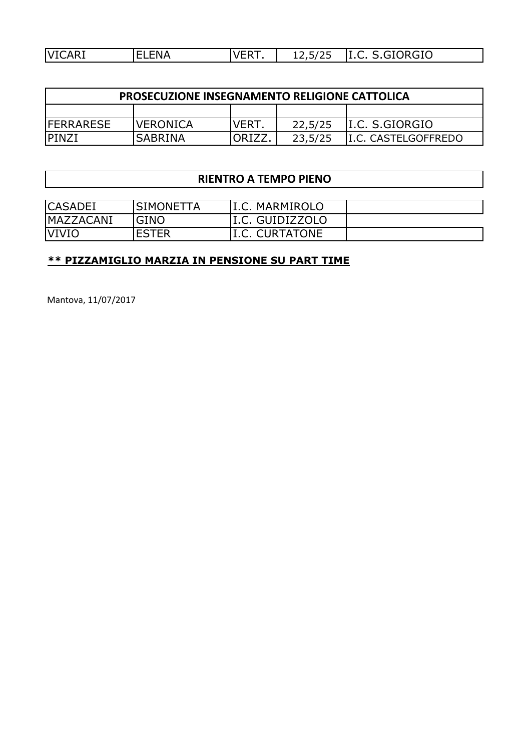| | | | | |
|---|---|---|---|---|
| VICARI | ELENA | VERT. | 12,5/25 | I.C. S.GIORGIO |

| PROSECUZIONE INSEGNAMENTO RELIGIONE CATTOLICA | | | | |
|---|---|---|---|---|
| | | | | |
| FERRARESE | VERONICA | VERT. | 22,5/25 | I.C. S.GIORGIO |
| PINZI | SABRINA | ORIZZ. | 23,5/25 | I.C. CASTELGOFFREDO |

| RIENTRO A TEMPO PIENO | | | |
|---|---|---|---|
| CASADEI | SIMONETTA | I.C. MARMIROLO | |
| MAZZACANI | GINO | I.C. GUIDIZZOLO | |
| VIVIO | ESTER | I.C. CURTATONE | |

**<u>** PIZZAMIGLIO MARZIA IN PENSIONE SU PART TIME</u>**

Mantova, 11/07/2017